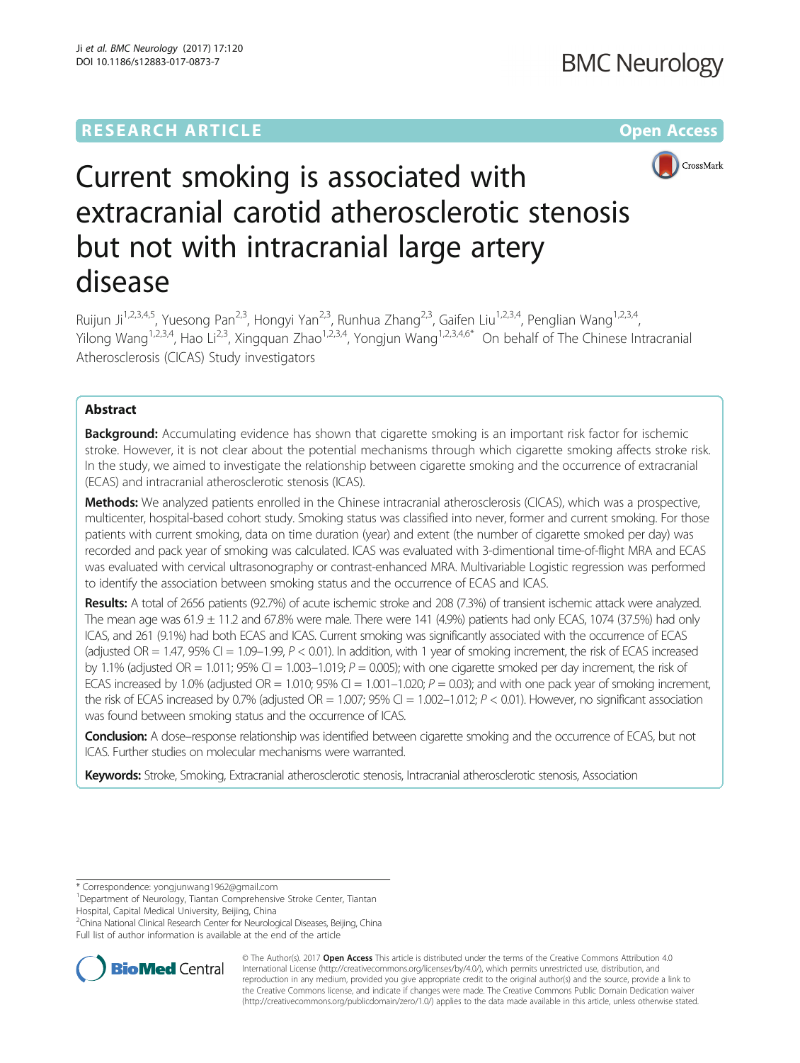RESEARCH ARTICLE

Open Access

# Current smoking is associated with extracranial carotid atherosclerotic stenosis but not with intracranial large artery disease

Ruijun Ji[1,2,3,4,5], Yuesong Pan[2,3], Hongyi Yan[2,3], Runhua Zhang[2,3], Gaifen Liu[1,2,3,4], Penglian Wang[1,2,3,4], Yilong Wang[1,2,3,4], Hao Li[2,3], Xingquan Zhao[1,2,3,4], Yongjun Wang[1,2,3,4,6*] On behalf of The Chinese Intracranial Atherosclerosis (CICAS) Study investigators

## Abstract

**Background:** Accumulating evidence has shown that cigarette smoking is an important risk factor for ischemic stroke. However, it is not clear about the potential mechanisms through which cigarette smoking affects stroke risk. In the study, we aimed to investigate the relationship between cigarette smoking and the occurrence of extracranial (ECAS) and intracranial atherosclerotic stenosis (ICAS).

**Methods:** We analyzed patients enrolled in the Chinese intracranial atherosclerosis (CICAS), which was a prospective, multicenter, hospital-based cohort study. Smoking status was classified into never, former and current smoking. For those patients with current smoking, data on time duration (year) and extent (the number of cigarette smoked per day) was recorded and pack year of smoking was calculated. ICAS was evaluated with 3-dimentional time-of-flight MRA and ECAS was evaluated with cervical ultrasonography or contrast-enhanced MRA. Multivariable Logistic regression was performed to identify the association between smoking status and the occurrence of ECAS and ICAS.

**Results:** A total of 2656 patients (92.7%) of acute ischemic stroke and 208 (7.3%) of transient ischemic attack were analyzed. The mean age was 61.9 ± 11.2 and 67.8% were male. There were 141 (4.9%) patients had only ECAS, 1074 (37.5%) had only ICAS, and 261 (9.1%) had both ECAS and ICAS. Current smoking was significantly associated with the occurrence of ECAS (adjusted OR = 1.47, 95% CI = 1.09–1.99, $P < 0.01$). In addition, with 1 year of smoking increment, the risk of ECAS increased by 1.1% (adjusted OR = 1.011; 95% CI = 1.003–1.019; $P = 0.005$); with one cigarette smoked per day increment, the risk of ECAS increased by 1.0% (adjusted OR = 1.010; 95% CI = 1.001–1.020; $P = 0.03$); and with one pack year of smoking increment, the risk of ECAS increased by 0.7% (adjusted OR = 1.007; 95% CI = 1.002–1.012; $P < 0.01$). However, no significant association was found between smoking status and the occurrence of ICAS.

**Conclusion:** A dose–response relationship was identified between cigarette smoking and the occurrence of ECAS, but not ICAS. Further studies on molecular mechanisms were warranted.

**Keywords:** Stroke, Smoking, Extracranial atherosclerotic stenosis, Intracranial atherosclerotic stenosis, Association

\* Correspondence: yongjunwang1962@gmail.com
[1]Department of Neurology, Tiantan Comprehensive Stroke Center, Tiantan Hospital, Capital Medical University, Beijing, China
[2]China National Clinical Research Center for Neurological Diseases, Beijing, China
Full list of author information is available at the end of the article

© The Author(s). 2017 **Open Access** This article is distributed under the terms of the Creative Commons Attribution 4.0 International License (http://creativecommons.org/licenses/by/4.0/), which permits unrestricted use, distribution, and reproduction in any medium, provided you give appropriate credit to the original author(s) and the source, provide a link to the Creative Commons license, and indicate if changes were made. The Creative Commons Public Domain Dedication waiver (http://creativecommons.org/publicdomain/zero/1.0/) applies to the data made available in this article, unless otherwise stated.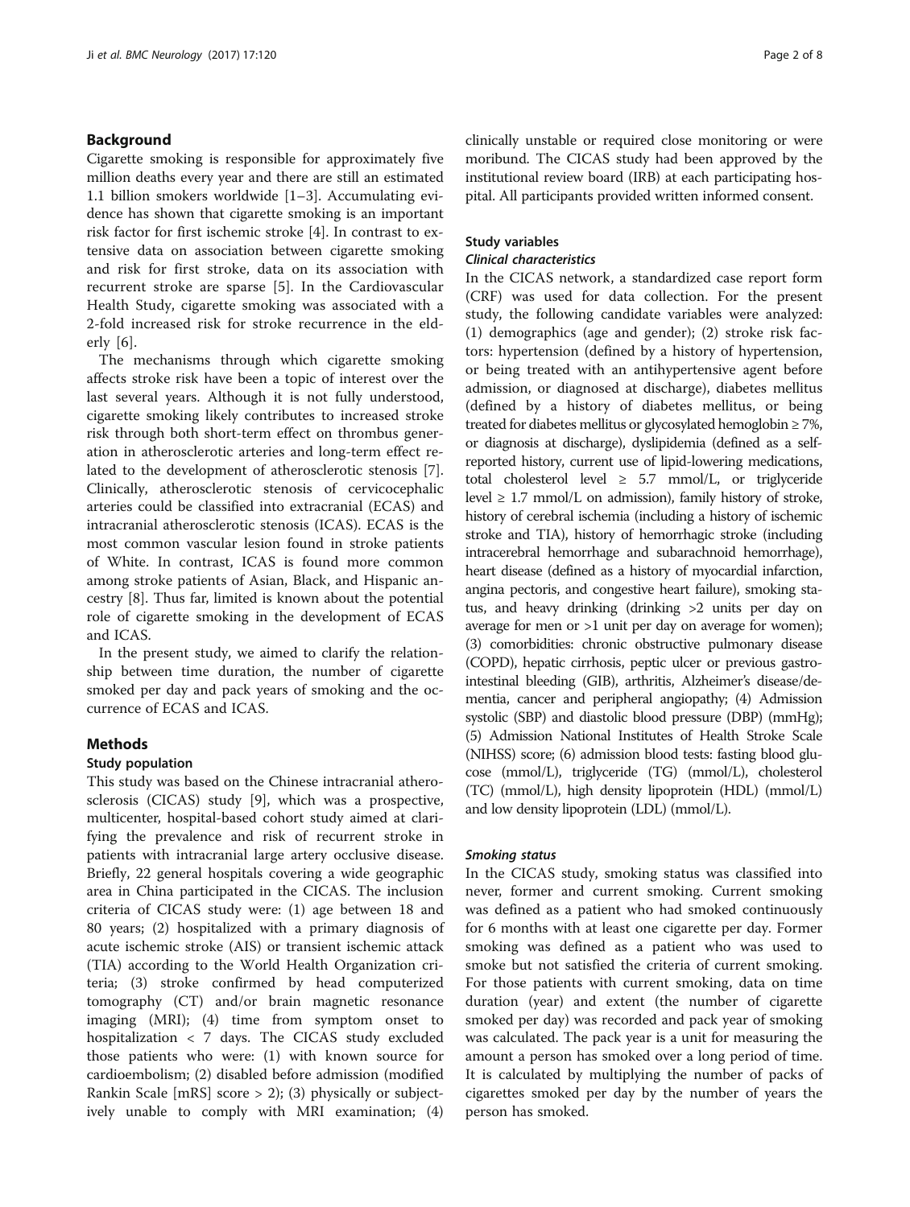## Background

Cigarette smoking is responsible for approximately five million deaths every year and there are still an estimated 1.1 billion smokers worldwide [1–3]. Accumulating evidence has shown that cigarette smoking is an important risk factor for first ischemic stroke [4]. In contrast to extensive data on association between cigarette smoking and risk for first stroke, data on its association with recurrent stroke are sparse [5]. In the Cardiovascular Health Study, cigarette smoking was associated with a 2-fold increased risk for stroke recurrence in the elderly [6].

The mechanisms through which cigarette smoking affects stroke risk have been a topic of interest over the last several years. Although it is not fully understood, cigarette smoking likely contributes to increased stroke risk through both short-term effect on thrombus generation in atherosclerotic arteries and long-term effect related to the development of atherosclerotic stenosis [7]. Clinically, atherosclerotic stenosis of cervicocephalic arteries could be classified into extracranial (ECAS) and intracranial atherosclerotic stenosis (ICAS). ECAS is the most common vascular lesion found in stroke patients of White. In contrast, ICAS is found more common among stroke patients of Asian, Black, and Hispanic ancestry [8]. Thus far, limited is known about the potential role of cigarette smoking in the development of ECAS and ICAS.

In the present study, we aimed to clarify the relationship between time duration, the number of cigarette smoked per day and pack years of smoking and the occurrence of ECAS and ICAS.

## Methods

### Study population

This study was based on the Chinese intracranial atherosclerosis (CICAS) study [9], which was a prospective, multicenter, hospital-based cohort study aimed at clarifying the prevalence and risk of recurrent stroke in patients with intracranial large artery occlusive disease. Briefly, 22 general hospitals covering a wide geographic area in China participated in the CICAS. The inclusion criteria of CICAS study were: (1) age between 18 and 80 years; (2) hospitalized with a primary diagnosis of acute ischemic stroke (AIS) or transient ischemic attack (TIA) according to the World Health Organization criteria; (3) stroke confirmed by head computerized tomography (CT) and/or brain magnetic resonance imaging (MRI); (4) time from symptom onset to hospitalization < 7 days. The CICAS study excluded those patients who were: (1) with known source for cardioembolism; (2) disabled before admission (modified Rankin Scale [mRS] score > 2); (3) physically or subjectively unable to comply with MRI examination; (4) clinically unstable or required close monitoring or were moribund. The CICAS study had been approved by the institutional review board (IRB) at each participating hospital. All participants provided written informed consent.

### Study variables

#### *Clinical characteristics*

In the CICAS network, a standardized case report form (CRF) was used for data collection. For the present study, the following candidate variables were analyzed: (1) demographics (age and gender); (2) stroke risk factors: hypertension (defined by a history of hypertension, or being treated with an antihypertensive agent before admission, or diagnosed at discharge), diabetes mellitus (defined by a history of diabetes mellitus, or being treated for diabetes mellitus or glycosylated hemoglobin ≥ 7%, or diagnosis at discharge), dyslipidemia (defined as a self-reported history, current use of lipid-lowering medications, total cholesterol level ≥ 5.7 mmol/L, or triglyceride level ≥ 1.7 mmol/L on admission), family history of stroke, history of cerebral ischemia (including a history of ischemic stroke and TIA), history of hemorrhagic stroke (including intracerebral hemorrhage and subarachnoid hemorrhage), heart disease (defined as a history of myocardial infarction, angina pectoris, and congestive heart failure), smoking status, and heavy drinking (drinking >2 units per day on average for men or >1 unit per day on average for women); (3) comorbidities: chronic obstructive pulmonary disease (COPD), hepatic cirrhosis, peptic ulcer or previous gastrointestinal bleeding (GIB), arthritis, Alzheimer's disease/dementia, cancer and peripheral angiopathy; (4) Admission systolic (SBP) and diastolic blood pressure (DBP) (mmHg); (5) Admission National Institutes of Health Stroke Scale (NIHSS) score; (6) admission blood tests: fasting blood glucose (mmol/L), triglyceride (TG) (mmol/L), cholesterol (TC) (mmol/L), high density lipoprotein (HDL) (mmol/L) and low density lipoprotein (LDL) (mmol/L).

#### *Smoking status*

In the CICAS study, smoking status was classified into never, former and current smoking. Current smoking was defined as a patient who had smoked continuously for 6 months with at least one cigarette per day. Former smoking was defined as a patient who was used to smoke but not satisfied the criteria of current smoking. For those patients with current smoking, data on time duration (year) and extent (the number of cigarette smoked per day) was recorded and pack year of smoking was calculated. The pack year is a unit for measuring the amount a person has smoked over a long period of time. It is calculated by multiplying the number of packs of cigarettes smoked per day by the number of years the person has smoked.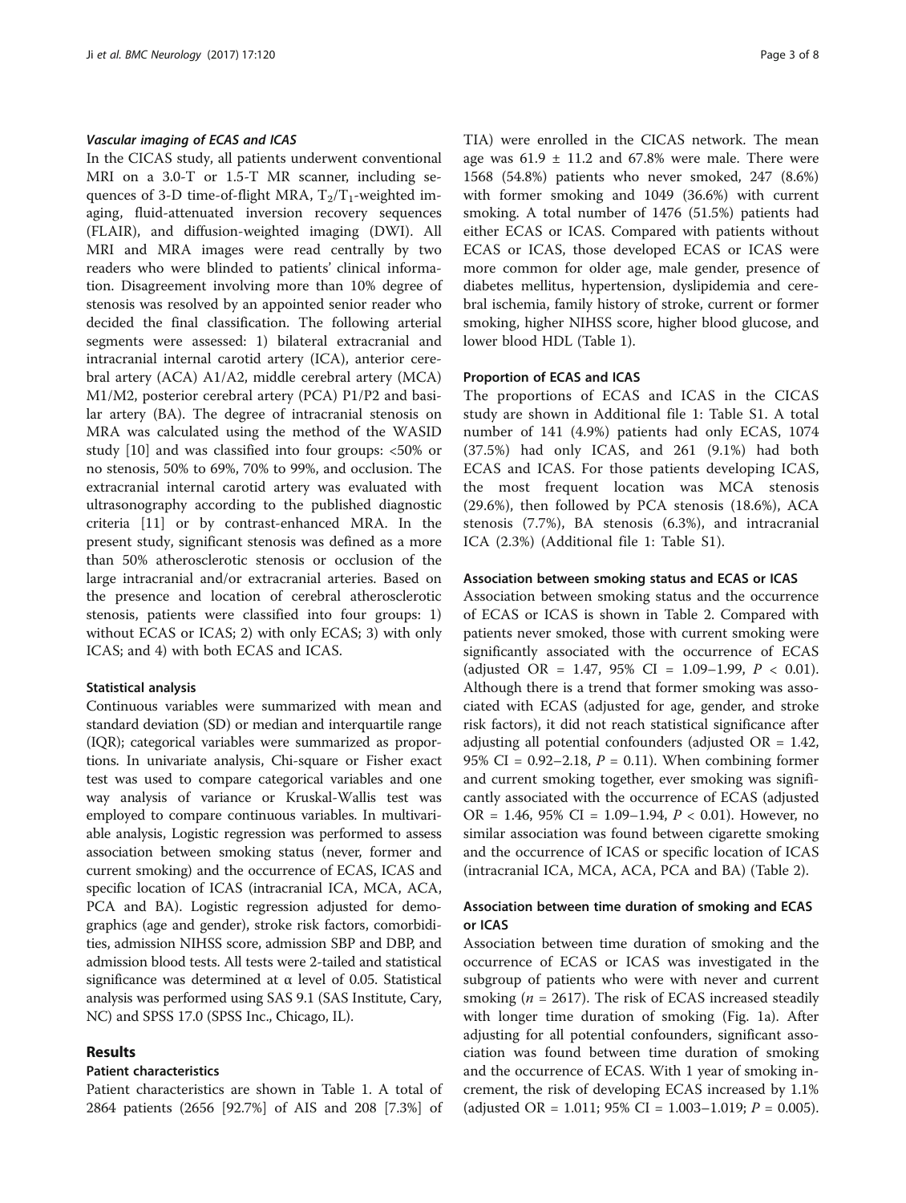#### *Vascular imaging of ECAS and ICAS*

In the CICAS study, all patients underwent conventional MRI on a 3.0-T or 1.5-T MR scanner, including sequences of 3-D time-of-flight MRA, $T_2$/$T_1$-weighted imaging, fluid-attenuated inversion recovery sequences (FLAIR), and diffusion-weighted imaging (DWI). All MRI and MRA images were read centrally by two readers who were blinded to patients' clinical information. Disagreement involving more than 10% degree of stenosis was resolved by an appointed senior reader who decided the final classification. The following arterial segments were assessed: 1) bilateral extracranial and intracranial internal carotid artery (ICA), anterior cerebral artery (ACA) A1/A2, middle cerebral artery (MCA) M1/M2, posterior cerebral artery (PCA) P1/P2 and basilar artery (BA). The degree of intracranial stenosis on MRA was calculated using the method of the WASID study [10] and was classified into four groups: <50% or no stenosis, 50% to 69%, 70% to 99%, and occlusion. The extracranial internal carotid artery was evaluated with ultrasonography according to the published diagnostic criteria [11] or by contrast-enhanced MRA. In the present study, significant stenosis was defined as a more than 50% atherosclerotic stenosis or occlusion of the large intracranial and/or extracranial arteries. Based on the presence and location of cerebral atherosclerotic stenosis, patients were classified into four groups: 1) without ECAS or ICAS; 2) with only ECAS; 3) with only ICAS; and 4) with both ECAS and ICAS.

#### Statistical analysis

Continuous variables were summarized with mean and standard deviation (SD) or median and interquartile range (IQR); categorical variables were summarized as proportions. In univariate analysis, Chi-square or Fisher exact test was used to compare categorical variables and one way analysis of variance or Kruskal-Wallis test was employed to compare continuous variables. In multivariable analysis, Logistic regression was performed to assess association between smoking status (never, former and current smoking) and the occurrence of ECAS, ICAS and specific location of ICAS (intracranial ICA, MCA, ACA, PCA and BA). Logistic regression adjusted for demographics (age and gender), stroke risk factors, comorbidities, admission NIHSS score, admission SBP and DBP, and admission blood tests. All tests were 2-tailed and statistical significance was determined at α level of 0.05. Statistical analysis was performed using SAS 9.1 (SAS Institute, Cary, NC) and SPSS 17.0 (SPSS Inc., Chicago, IL).

## Results

#### Patient characteristics

Patient characteristics are shown in Table 1. A total of 2864 patients (2656 [92.7%] of AIS and 208 [7.3%] of TIA) were enrolled in the CICAS network. The mean age was 61.9 ± 11.2 and 67.8% were male. There were 1568 (54.8%) patients who never smoked, 247 (8.6%) with former smoking and 1049 (36.6%) with current smoking. A total number of 1476 (51.5%) patients had either ECAS or ICAS. Compared with patients without ECAS or ICAS, those developed ECAS or ICAS were more common for older age, male gender, presence of diabetes mellitus, hypertension, dyslipidemia and cerebral ischemia, family history of stroke, current or former smoking, higher NIHSS score, higher blood glucose, and lower blood HDL (Table 1).

#### Proportion of ECAS and ICAS

The proportions of ECAS and ICAS in the CICAS study are shown in Additional file 1: Table S1. A total number of 141 (4.9%) patients had only ECAS, 1074 (37.5%) had only ICAS, and 261 (9.1%) had both ECAS and ICAS. For those patients developing ICAS, the most frequent location was MCA stenosis (29.6%), then followed by PCA stenosis (18.6%), ACA stenosis (7.7%), BA stenosis (6.3%), and intracranial ICA (2.3%) (Additional file 1: Table S1).

#### Association between smoking status and ECAS or ICAS

Association between smoking status and the occurrence of ECAS or ICAS is shown in Table 2. Compared with patients never smoked, those with current smoking were significantly associated with the occurrence of ECAS (adjusted OR = 1.47, 95% CI = 1.09–1.99, $P < 0.01$). Although there is a trend that former smoking was associated with ECAS (adjusted for age, gender, and stroke risk factors), it did not reach statistical significance after adjusting all potential confounders (adjusted OR = 1.42, 95% CI = 0.92–2.18, $P = 0.11$). When combining former and current smoking together, ever smoking was significantly associated with the occurrence of ECAS (adjusted OR = 1.46, 95% CI = 1.09–1.94, $P < 0.01$). However, no similar association was found between cigarette smoking and the occurrence of ICAS or specific location of ICAS (intracranial ICA, MCA, ACA, PCA and BA) (Table 2).

#### Association between time duration of smoking and ECAS or ICAS

Association between time duration of smoking and the occurrence of ECAS or ICAS was investigated in the subgroup of patients who were with never and current smoking ($n = 2617$). The risk of ECAS increased steadily with longer time duration of smoking (Fig. 1a). After adjusting for all potential confounders, significant association was found between time duration of smoking and the occurrence of ECAS. With 1 year of smoking increment, the risk of developing ECAS increased by 1.1% (adjusted OR = 1.011; 95% CI = 1.003–1.019; $P = 0.005$).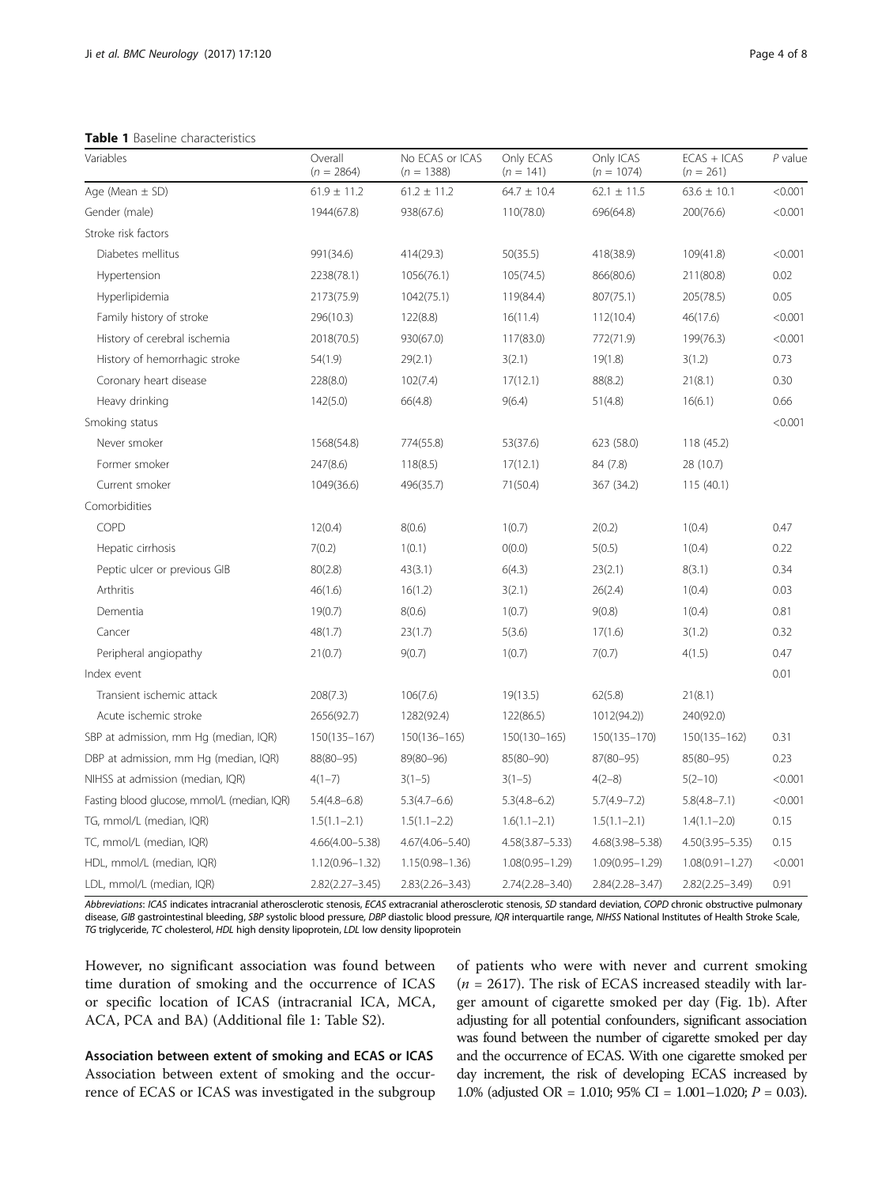**Table 1** Baseline characteristics

| Variables | Overall (n = 2864) | No ECAS or ICAS (n = 1388) | Only ECAS (n = 141) | Only ICAS (n = 1074) | ECAS + ICAS (n = 261) | P value |
|---|---|---|---|---|---|---|
| Age (Mean ± SD) | 61.9 ± 11.2 | 61.2 ± 11.2 | 64.7 ± 10.4 | 62.1 ± 11.5 | 63.6 ± 10.1 | <0.001 |
| Gender (male) | 1944(67.8) | 938(67.6) | 110(78.0) | 696(64.8) | 200(76.6) | <0.001 |
| Stroke risk factors | | | | | | |
| Diabetes mellitus | 991(34.6) | 414(29.3) | 50(35.5) | 418(38.9) | 109(41.8) | <0.001 |
| Hypertension | 2238(78.1) | 1056(76.1) | 105(74.5) | 866(80.6) | 211(80.8) | 0.02 |
| Hyperlipidemia | 2173(75.9) | 1042(75.1) | 119(84.4) | 807(75.1) | 205(78.5) | 0.05 |
| Family history of stroke | 296(10.3) | 122(8.8) | 16(11.4) | 112(10.4) | 46(17.6) | <0.001 |
| History of cerebral ischemia | 2018(70.5) | 930(67.0) | 117(83.0) | 772(71.9) | 199(76.3) | <0.001 |
| History of hemorrhagic stroke | 54(1.9) | 29(2.1) | 3(2.1) | 19(1.8) | 3(1.2) | 0.73 |
| Coronary heart disease | 228(8.0) | 102(7.4) | 17(12.1) | 88(8.2) | 21(8.1) | 0.30 |
| Heavy drinking | 142(5.0) | 66(4.8) | 9(6.4) | 51(4.8) | 16(6.1) | 0.66 |
| Smoking status | | | | | | <0.001 |
| Never smoker | 1568(54.8) | 774(55.8) | 53(37.6) | 623 (58.0) | 118 (45.2) | |
| Former smoker | 247(8.6) | 118(8.5) | 17(12.1) | 84 (7.8) | 28 (10.7) | |
| Current smoker | 1049(36.6) | 496(35.7) | 71(50.4) | 367 (34.2) | 115 (40.1) | |
| Comorbidities | | | | | | |
| COPD | 12(0.4) | 8(0.6) | 1(0.7) | 2(0.2) | 1(0.4) | 0.47 |
| Hepatic cirrhosis | 7(0.2) | 1(0.1) | 0(0.0) | 5(0.5) | 1(0.4) | 0.22 |
| Peptic ulcer or previous GIB | 80(2.8) | 43(3.1) | 6(4.3) | 23(2.1) | 8(3.1) | 0.34 |
| Arthritis | 46(1.6) | 16(1.2) | 3(2.1) | 26(2.4) | 1(0.4) | 0.03 |
| Dementia | 19(0.7) | 8(0.6) | 1(0.7) | 9(0.8) | 1(0.4) | 0.81 |
| Cancer | 48(1.7) | 23(1.7) | 5(3.6) | 17(1.6) | 3(1.2) | 0.32 |
| Peripheral angiopathy | 21(0.7) | 9(0.7) | 1(0.7) | 7(0.7) | 4(1.5) | 0.47 |
| Index event | | | | | | 0.01 |
| Transient ischemic attack | 208(7.3) | 106(7.6) | 19(13.5) | 62(5.8) | 21(8.1) | |
| Acute ischemic stroke | 2656(92.7) | 1282(92.4) | 122(86.5) | 1012(94.2)) | 240(92.0) | |
| SBP at admission, mm Hg (median, IQR) | 150(135–167) | 150(136–165) | 150(130–165) | 150(135–170) | 150(135–162) | 0.31 |
| DBP at admission, mm Hg (median, IQR) | 88(80–95) | 89(80–96) | 85(80–90) | 87(80–95) | 85(80–95) | 0.23 |
| NIHSS at admission (median, IQR) | 4(1–7) | 3(1–5) | 3(1–5) | 4(2–8) | 5(2–10) | <0.001 |
| Fasting blood glucose, mmol/L (median, IQR) | 5.4(4.8–6.8) | 5.3(4.7–6.6) | 5.3(4.8–6.2) | 5.7(4.9–7.2) | 5.8(4.8–7.1) | <0.001 |
| TG, mmol/L (median, IQR) | 1.5(1.1–2.1) | 1.5(1.1–2.2) | 1.6(1.1–2.1) | 1.5(1.1–2.1) | 1.4(1.1–2.0) | 0.15 |
| TC, mmol/L (median, IQR) | 4.66(4.00–5.38) | 4.67(4.06–5.40) | 4.58(3.87–5.33) | 4.68(3.98–5.38) | 4.50(3.95–5.35) | 0.15 |
| HDL, mmol/L (median, IQR) | 1.12(0.96–1.32) | 1.15(0.98–1.36) | 1.08(0.95–1.29) | 1.09(0.95–1.29) | 1.08(0.91–1.27) | <0.001 |
| LDL, mmol/L (median, IQR) | 2.82(2.27–3.45) | 2.83(2.26–3.43) | 2.74(2.28–3.40) | 2.84(2.28–3.47) | 2.82(2.25–3.49) | 0.91 |

*Abbreviations*: *ICAS* indicates intracranial atherosclerotic stenosis, *ECAS* extracranial atherosclerotic stenosis, *SD* standard deviation, *COPD* chronic obstructive pulmonary disease, *GIB* gastrointestinal bleeding, *SBP* systolic blood pressure, *DBP* diastolic blood pressure, *IQR* interquartile range, *NIHSS* National Institutes of Health Stroke Scale, *TG* triglyceride, *TC* cholesterol, *HDL* high density lipoprotein, *LDL* low density lipoprotein

However, no significant association was found between time duration of smoking and the occurrence of ICAS or specific location of ICAS (intracranial ICA, MCA, ACA, PCA and BA) (Additional file 1: Table S2).

### Association between extent of smoking and ECAS or ICAS

Association between extent of smoking and the occurrence of ECAS or ICAS was investigated in the subgroup of patients who were with never and current smoking ($n = 2617$). The risk of ECAS increased steadily with larger amount of cigarette smoked per day (Fig. 1b). After adjusting for all potential confounders, significant association was found between the number of cigarette smoked per day and the occurrence of ECAS. With one cigarette smoked per day increment, the risk of developing ECAS increased by 1.0% (adjusted OR = 1.010; 95% CI = 1.001–1.020; $P = 0.03$).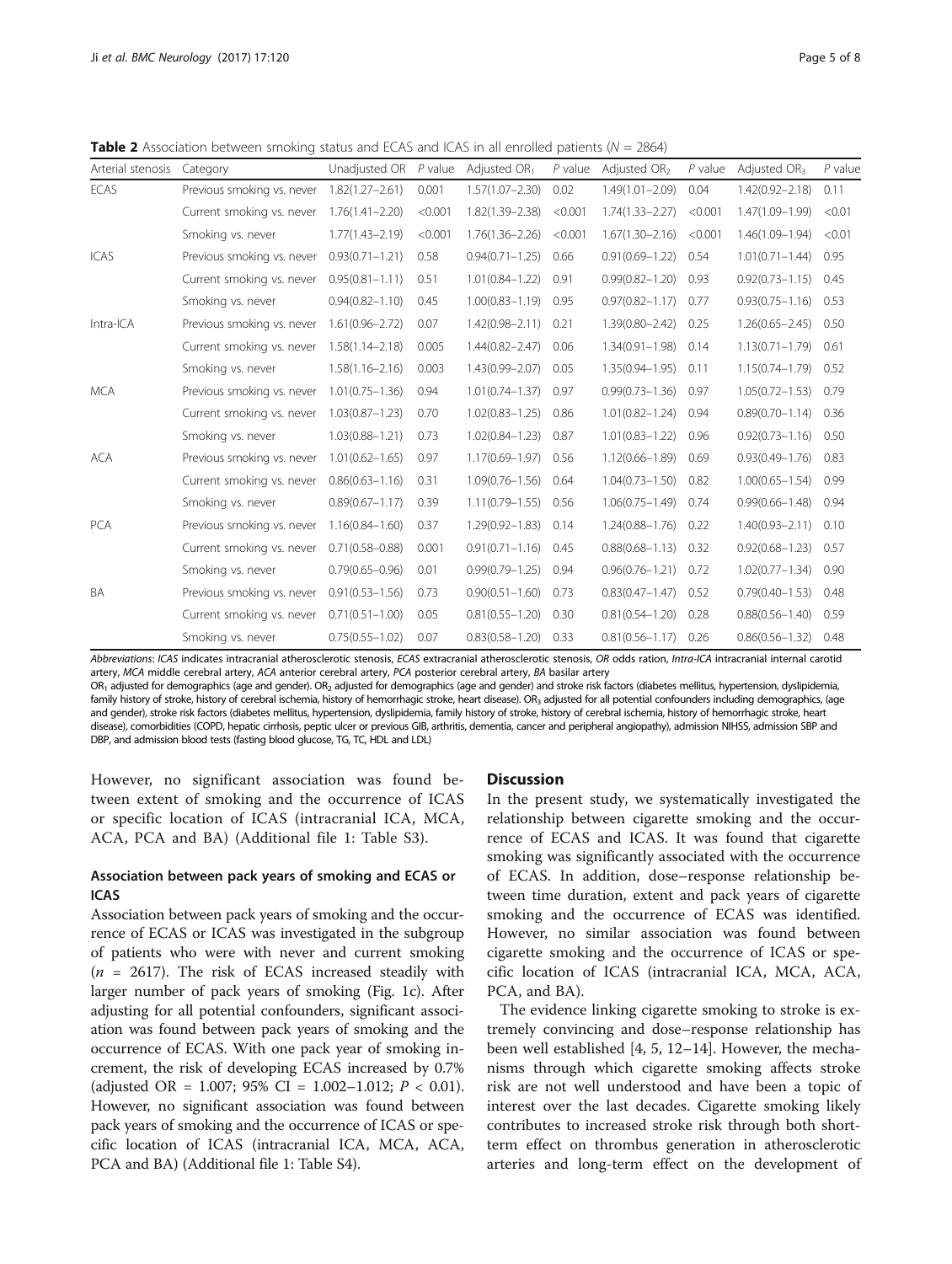**Table 2** Association between smoking status and ECAS and ICAS in all enrolled patients ($N$ = 2864)

| Arterial stenosis | Category | Unadjusted OR | $P$ value | Adjusted $OR_1$ | $P$ value | Adjusted $OR_2$ | $P$ value | Adjusted $OR_3$ | $P$ value |
|---|---|---|---|---|---|---|---|---|---|
| ECAS | Previous smoking vs. never | 1.82(1.27–2.61) | 0.001 | 1.57(1.07–2.30) | 0.02 | 1.49(1.01–2.09) | 0.04 | 1.42(0.92–2.18) | 0.11 |
| | Current smoking vs. never | 1.76(1.41–2.20) | <0.001 | 1.82(1.39–2.38) | <0.001 | 1.74(1.33–2.27) | <0.001 | 1.47(1.09–1.99) | <0.01 |
| | Smoking vs. never | 1.77(1.43–2.19) | <0.001 | 1.76(1.36–2.26) | <0.001 | 1.67(1.30–2.16) | <0.001 | 1.46(1.09–1.94) | <0.01 |
| ICAS | Previous smoking vs. never | 0.93(0.71–1.21) | 0.58 | 0.94(0.71–1.25) | 0.66 | 0.91(0.69–1.22) | 0.54 | 1.01(0.71–1.44) | 0.95 |
| | Current smoking vs. never | 0.95(0.81–1.11) | 0.51 | 1.01(0.84–1.22) | 0.91 | 0.99(0.82–1.20) | 0.93 | 0.92(0.73–1.15) | 0.45 |
| | Smoking vs. never | 0.94(0.82–1.10) | 0.45 | 1.00(0.83–1.19) | 0.95 | 0.97(0.82–1.17) | 0.77 | 0.93(0.75–1.16) | 0.53 |
| Intra-ICA | Previous smoking vs. never | 1.61(0.96–2.72) | 0.07 | 1.42(0.98–2.11) | 0.21 | 1.39(0.80–2.42) | 0.25 | 1.26(0.65–2.45) | 0.50 |
| | Current smoking vs. never | 1.58(1.14–2.18) | 0.005 | 1.44(0.82–2.47) | 0.06 | 1.34(0.91–1.98) | 0.14 | 1.13(0.71–1.79) | 0.61 |
| | Smoking vs. never | 1.58(1.16–2.16) | 0.003 | 1.43(0.99–2.07) | 0.05 | 1.35(0.94–1.95) | 0.11 | 1.15(0.74–1.79) | 0.52 |
| MCA | Previous smoking vs. never | 1.01(0.75–1.36) | 0.94 | 1.01(0.74–1.37) | 0.97 | 0.99(0.73–1.36) | 0.97 | 1.05(0.72–1.53) | 0.79 |
| | Current smoking vs. never | 1.03(0.87–1.23) | 0.70 | 1.02(0.83–1.25) | 0.86 | 1.01(0.82–1.24) | 0.94 | 0.89(0.70–1.14) | 0.36 |
| | Smoking vs. never | 1.03(0.88–1.21) | 0.73 | 1.02(0.84–1.23) | 0.87 | 1.01(0.83–1.22) | 0.96 | 0.92(0.73–1.16) | 0.50 |
| ACA | Previous smoking vs. never | 1.01(0.62–1.65) | 0.97 | 1.17(0.69–1.97) | 0.56 | 1.12(0.66–1.89) | 0.69 | 0.93(0.49–1.76) | 0.83 |
| | Current smoking vs. never | 0.86(0.63–1.16) | 0.31 | 1.09(0.76–1.56) | 0.64 | 1.04(0.73–1.50) | 0.82 | 1.00(0.65–1.54) | 0.99 |
| | Smoking vs. never | 0.89(0.67–1.17) | 0.39 | 1.11(0.79–1.55) | 0.56 | 1.06(0.75–1.49) | 0.74 | 0.99(0.66–1.48) | 0.94 |
| PCA | Previous smoking vs. never | 1.16(0.84–1.60) | 0.37 | 1.29(0.92–1.83) | 0.14 | 1.24(0.88–1.76) | 0.22 | 1.40(0.93–2.11) | 0.10 |
| | Current smoking vs. never | 0.71(0.58–0.88) | 0.001 | 0.91(0.71–1.16) | 0.45 | 0.88(0.68–1.13) | 0.32 | 0.92(0.68–1.23) | 0.57 |
| | Smoking vs. never | 0.79(0.65–0.96) | 0.01 | 0.99(0.79–1.25) | 0.94 | 0.96(0.76–1.21) | 0.72 | 1.02(0.77–1.34) | 0.90 |
| BA | Previous smoking vs. never | 0.91(0.53–1.56) | 0.73 | 0.90(0.51–1.60) | 0.73 | 0.83(0.47–1.47) | 0.52 | 0.79(0.40–1.53) | 0.48 |
| | Current smoking vs. never | 0.71(0.51–1.00) | 0.05 | 0.81(0.55–1.20) | 0.30 | 0.81(0.54–1.20) | 0.28 | 0.88(0.56–1.40) | 0.59 |
| | Smoking vs. never | 0.75(0.55–1.02) | 0.07 | 0.83(0.58–1.20) | 0.33 | 0.81(0.56–1.17) | 0.26 | 0.86(0.56–1.32) | 0.48 |

*Abbreviations*: *ICAS* indicates intracranial atherosclerotic stenosis, *ECAS* extracranial atherosclerotic stenosis, *OR* odds ration, *Intra-ICA* intracranial internal carotid artery, *MCA* middle cerebral artery, *ACA* anterior cerebral artery, *PCA* posterior cerebral artery, *BA* basilar artery

$OR_1$ adjusted for demographics (age and gender). $OR_2$ adjusted for demographics (age and gender) and stroke risk factors (diabetes mellitus, hypertension, dyslipidemia, family history of stroke, history of cerebral ischemia, history of hemorrhagic stroke, heart disease). $OR_3$ adjusted for all potential confounders including demographics, (age and gender), stroke risk factors (diabetes mellitus, hypertension, dyslipidemia, family history of stroke, history of cerebral ischemia, history of hemorrhagic stroke, heart disease), comorbidities (COPD, hepatic cirrhosis, peptic ulcer or previous GIB, arthritis, dementia, cancer and peripheral angiopathy), admission NIHSS, admission SBP and DBP, and admission blood tests (fasting blood glucose, TG, TC, HDL and LDL)

However, no significant association was found between extent of smoking and the occurrence of ICAS or specific location of ICAS (intracranial ICA, MCA, ACA, PCA and BA) (Additional file 1: Table S3).

### Association between pack years of smoking and ECAS or ICAS

Association between pack years of smoking and the occurrence of ECAS or ICAS was investigated in the subgroup of patients who were with never and current smoking ($n$ = 2617). The risk of ECAS increased steadily with larger number of pack years of smoking (Fig. 1c). After adjusting for all potential confounders, significant association was found between pack years of smoking and the occurrence of ECAS. With one pack year of smoking increment, the risk of developing ECAS increased by 0.7% (adjusted OR = 1.007; 95% CI = 1.002–1.012; $P$ < 0.01). However, no significant association was found between pack years of smoking and the occurrence of ICAS or specific location of ICAS (intracranial ICA, MCA, ACA, PCA and BA) (Additional file 1: Table S4).

## Discussion

In the present study, we systematically investigated the relationship between cigarette smoking and the occurrence of ECAS and ICAS. It was found that cigarette smoking was significantly associated with the occurrence of ECAS. In addition, dose–response relationship between time duration, extent and pack years of cigarette smoking and the occurrence of ECAS was identified. However, no similar association was found between cigarette smoking and the occurrence of ICAS or specific location of ICAS (intracranial ICA, MCA, ACA, PCA, and BA).

The evidence linking cigarette smoking to stroke is extremely convincing and dose–response relationship has been well established [4, 5, 12–14]. However, the mechanisms through which cigarette smoking affects stroke risk are not well understood and have been a topic of interest over the last decades. Cigarette smoking likely contributes to increased stroke risk through both short-term effect on thrombus generation in atherosclerotic arteries and long-term effect on the development of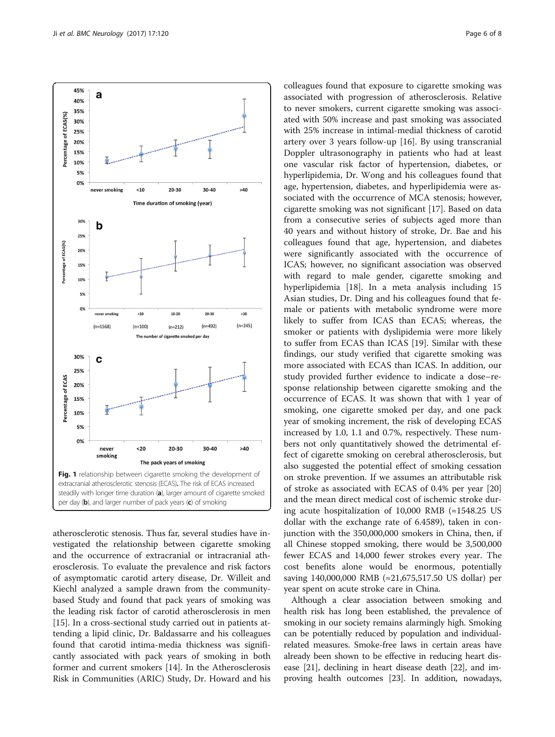Fig. 1 relationship between cigarette smoking the development of extracranial atherosclerotic stenosis (ECAS). The risk of ECAS increased steadily with longer time duration (a), larger amount of cigarette smoked per day (b), and larger number of pack years (c) of smoking

atherosclerotic stenosis. Thus far, several studies have investigated the relationship between cigarette smoking and the occurrence of extracranial or intracranial atherosclerosis. To evaluate the prevalence and risk factors of asymptomatic carotid artery disease, Dr. Willeit and Kiechl analyzed a sample drawn from the community-based Study and found that pack years of smoking was the leading risk factor of carotid atherosclerosis in men [15]. In a cross-sectional study carried out in patients attending a lipid clinic, Dr. Baldassarre and his colleagues found that carotid intima-media thickness was significantly associated with pack years of smoking in both former and current smokers [14]. In the Atherosclerosis Risk in Communities (ARIC) Study, Dr. Howard and his colleagues found that exposure to cigarette smoking was associated with progression of atherosclerosis. Relative to never smokers, current cigarette smoking was associated with 50% increase and past smoking was associated with 25% increase in intimal-medial thickness of carotid artery over 3 years follow-up [16]. By using transcranial Doppler ultrasonography in patients who had at least one vascular risk factor of hypertension, diabetes, or hyperlipidemia, Dr. Wong and his colleagues found that age, hypertension, diabetes, and hyperlipidemia were associated with the occurrence of MCA stenosis; however, cigarette smoking was not significant [17]. Based on data from a consecutive series of subjects aged more than 40 years and without history of stroke, Dr. Bae and his colleagues found that age, hypertension, and diabetes were significantly associated with the occurrence of ICAS; however, no significant association was observed with regard to male gender, cigarette smoking and hyperlipidemia [18]. In a meta analysis including 15 Asian studies, Dr. Ding and his colleagues found that female or patients with metabolic syndrome were more likely to suffer from ICAS than ECAS; whereas, the smoker or patients with dyslipidemia were more likely to suffer from ECAS than ICAS [19]. Similar with these findings, our study verified that cigarette smoking was more associated with ECAS than ICAS. In addition, our study provided further evidence to indicate a dose–response relationship between cigarette smoking and the occurrence of ECAS. It was shown that with 1 year of smoking, one cigarette smoked per day, and one pack year of smoking increment, the risk of developing ECAS increased by 1.0, 1.1 and 0.7%, respectively. These numbers not only quantitatively showed the detrimental effect of cigarette smoking on cerebral atherosclerosis, but also suggested the potential effect of smoking cessation on stroke prevention. If we assumes an attributable risk of stroke as associated with ECAS of 0.4% per year [20] and the mean direct medical cost of ischemic stroke during acute hospitalization of 10,000 RMB (≈1548.25 US dollar with the exchange rate of 6.4589), taken in conjunction with the 350,000,000 smokers in China, then, if all Chinese stopped smoking, there would be 3,500,000 fewer ECAS and 14,000 fewer strokes every year. The cost benefits alone would be enormous, potentially saving 140,000,000 RMB (≈21,675,517.50 US dollar) per year spent on acute stroke care in China.

Although a clear association between smoking and health risk has long been established, the prevalence of smoking in our society remains alarmingly high. Smoking can be potentially reduced by population and individual-related measures. Smoke-free laws in certain areas have already been shown to be effective in reducing heart disease [21], declining in heart disease death [22], and improving health outcomes [23]. In addition, nowadays,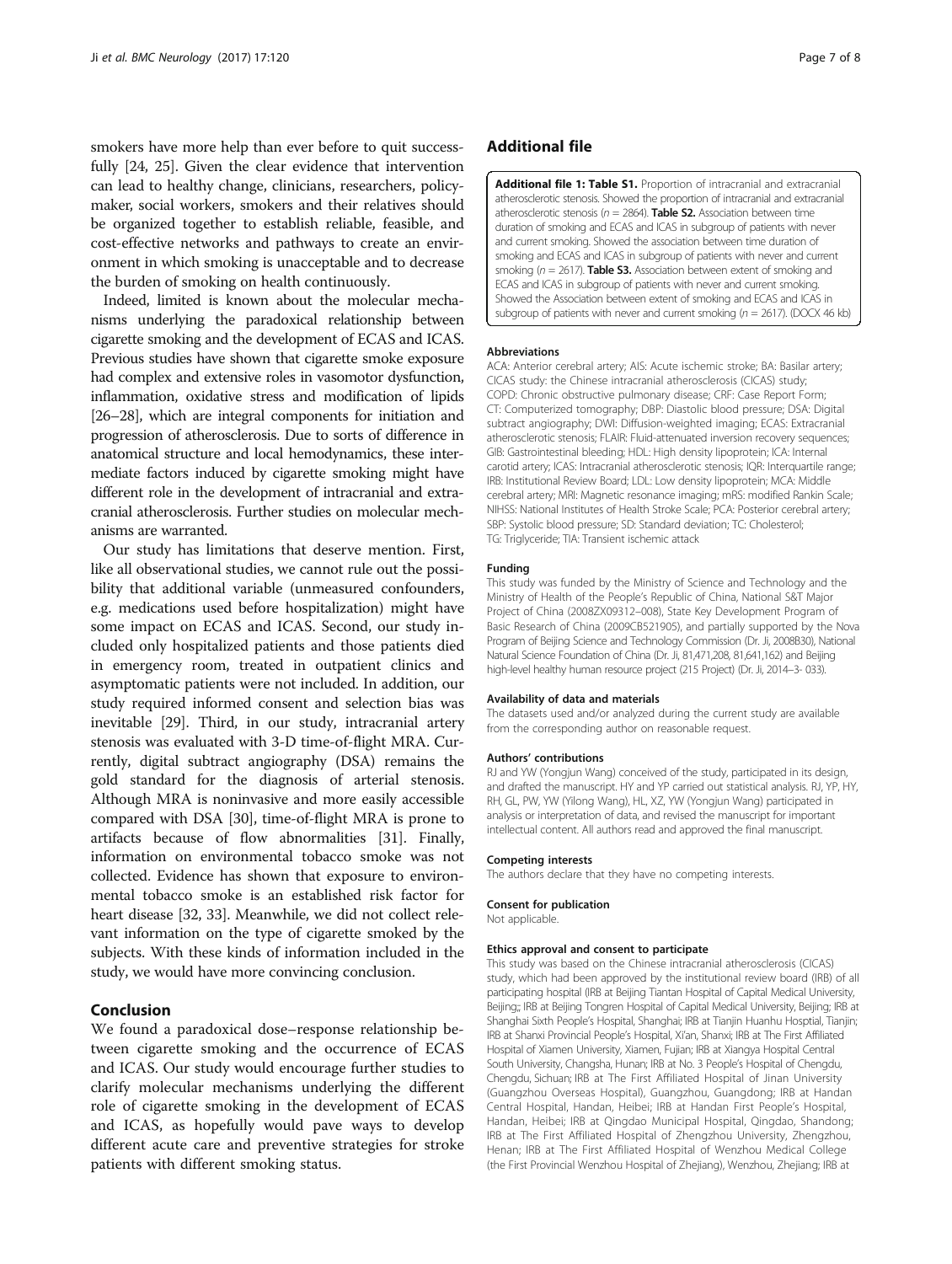smokers have more help than ever before to quit successfully [24, 25]. Given the clear evidence that intervention can lead to healthy change, clinicians, researchers, policymaker, social workers, smokers and their relatives should be organized together to establish reliable, feasible, and cost-effective networks and pathways to create an environment in which smoking is unacceptable and to decrease the burden of smoking on health continuously.

Indeed, limited is known about the molecular mechanisms underlying the paradoxical relationship between cigarette smoking and the development of ECAS and ICAS. Previous studies have shown that cigarette smoke exposure had complex and extensive roles in vasomotor dysfunction, inflammation, oxidative stress and modification of lipids [26–28], which are integral components for initiation and progression of atherosclerosis. Due to sorts of difference in anatomical structure and local hemodynamics, these intermediate factors induced by cigarette smoking might have different role in the development of intracranial and extracranial atherosclerosis. Further studies on molecular mechanisms are warranted.

Our study has limitations that deserve mention. First, like all observational studies, we cannot rule out the possibility that additional variable (unmeasured confounders, e.g. medications used before hospitalization) might have some impact on ECAS and ICAS. Second, our study included only hospitalized patients and those patients died in emergency room, treated in outpatient clinics and asymptomatic patients were not included. In addition, our study required informed consent and selection bias was inevitable [29]. Third, in our study, intracranial artery stenosis was evaluated with 3-D time-of-flight MRA. Currently, digital subtract angiography (DSA) remains the gold standard for the diagnosis of arterial stenosis. Although MRA is noninvasive and more easily accessible compared with DSA [30], time-of-flight MRA is prone to artifacts because of flow abnormalities [31]. Finally, information on environmental tobacco smoke was not collected. Evidence has shown that exposure to environmental tobacco smoke is an established risk factor for heart disease [32, 33]. Meanwhile, we did not collect relevant information on the type of cigarette smoked by the subjects. With these kinds of information included in the study, we would have more convincing conclusion.

## Conclusion

We found a paradoxical dose–response relationship between cigarette smoking and the occurrence of ECAS and ICAS. Our study would encourage further studies to clarify molecular mechanisms underlying the different role of cigarette smoking in the development of ECAS and ICAS, as hopefully would pave ways to develop different acute care and preventive strategies for stroke patients with different smoking status.

## Additional file

**Additional file 1: Table S1.** Proportion of intracranial and extracranial atherosclerotic stenosis. Showed the proportion of intracranial and extracranial atherosclerotic stenosis ($n = 2864$). **Table S2.** Association between time duration of smoking and ECAS and ICAS in subgroup of patients with never and current smoking. Showed the association between time duration of smoking and ECAS and ICAS in subgroup of patients with never and current smoking ($n = 2617$). **Table S3.** Association between extent of smoking and ECAS and ICAS in subgroup of patients with never and current smoking. Showed the Association between extent of smoking and ECAS and ICAS in subgroup of patients with never and current smoking ($n = 2617$). (DOCX 46 kb)

#### Abbreviations

ACA: Anterior cerebral artery; AIS: Acute ischemic stroke; BA: Basilar artery; CICAS study: the Chinese intracranial atherosclerosis (CICAS) study; COPD: Chronic obstructive pulmonary disease; CRF: Case Report Form; CT: Computerized tomography; DBP: Diastolic blood pressure; DSA: Digital subtract angiography; DWI: Diffusion-weighted imaging; ECAS: Extracranial atherosclerotic stenosis; FLAIR: Fluid-attenuated inversion recovery sequences; GIB: Gastrointestinal bleeding; HDL: High density lipoprotein; ICA: Internal carotid artery; ICAS: Intracranial atherosclerotic stenosis; IQR: Interquartile range; IRB: Institutional Review Board; LDL: Low density lipoprotein; MCA: Middle cerebral artery; MRI: Magnetic resonance imaging; mRS: modified Rankin Scale; NIHSS: National Institutes of Health Stroke Scale; PCA: Posterior cerebral artery; SBP: Systolic blood pressure; SD: Standard deviation; TC: Cholesterol; TG: Triglyceride; TIA: Transient ischemic attack

#### Funding

This study was funded by the Ministry of Science and Technology and the Ministry of Health of the People's Republic of China, National S&T Major Project of China (2008ZX09312–008), State Key Development Program of Basic Research of China (2009CB521905), and partially supported by the Nova Program of Beijing Science and Technology Commission (Dr. Ji, 2008B30), National Natural Science Foundation of China (Dr. Ji, 81,471,208, 81,641,162) and Beijing high-level healthy human resource project (215 Project) (Dr. Ji, 2014–3- 033).

#### Availability of data and materials

The datasets used and/or analyzed during the current study are available from the corresponding author on reasonable request.

#### Authors' contributions

RJ and YW (Yongjun Wang) conceived of the study, participated in its design, and drafted the manuscript. HY and YP carried out statistical analysis. RJ, YP, HY, RH, GL, PW, YW (Yilong Wang), HL, XZ, YW (Yongjun Wang) participated in analysis or interpretation of data, and revised the manuscript for important intellectual content. All authors read and approved the final manuscript.

#### Competing interests

The authors declare that they have no competing interests.

#### Consent for publication

Not applicable.

#### Ethics approval and consent to participate

This study was based on the Chinese intracranial atherosclerosis (CICAS) study, which had been approved by the institutional review board (IRB) of all participating hospital (IRB at Beijing Tiantan Hospital of Capital Medical University, Beijing;; IRB at Beijing Tongren Hospital of Capital Medical University, Beijing; IRB at Shanghai Sixth People's Hospital, Shanghai; IRB at Tianjin Huanhu Hosptial, Tianjin; IRB at Shanxi Provincial People's Hospital, Xi'an, Shanxi; IRB at The First Affiliated Hospital of Xiamen University, Xiamen, Fujian; IRB at Xiangya Hospital Central South University, Changsha, Hunan; IRB at No. 3 People's Hospital of Chengdu, Chengdu, Sichuan; IRB at The First Affiliated Hospital of Jinan University (Guangzhou Overseas Hospital), Guangzhou, Guangdong; IRB at Handan Central Hospital, Handan, Heibei; IRB at Handan First People's Hospital, Handan, Heibei; IRB at Qingdao Municipal Hospital, Qingdao, Shandong; IRB at The First Affiliated Hospital of Zhengzhou University, Zhengzhou, Henan; IRB at The First Affiliated Hospital of Wenzhou Medical College (the First Provincial Wenzhou Hospital of Zhejiang), Wenzhou, Zhejiang; IRB at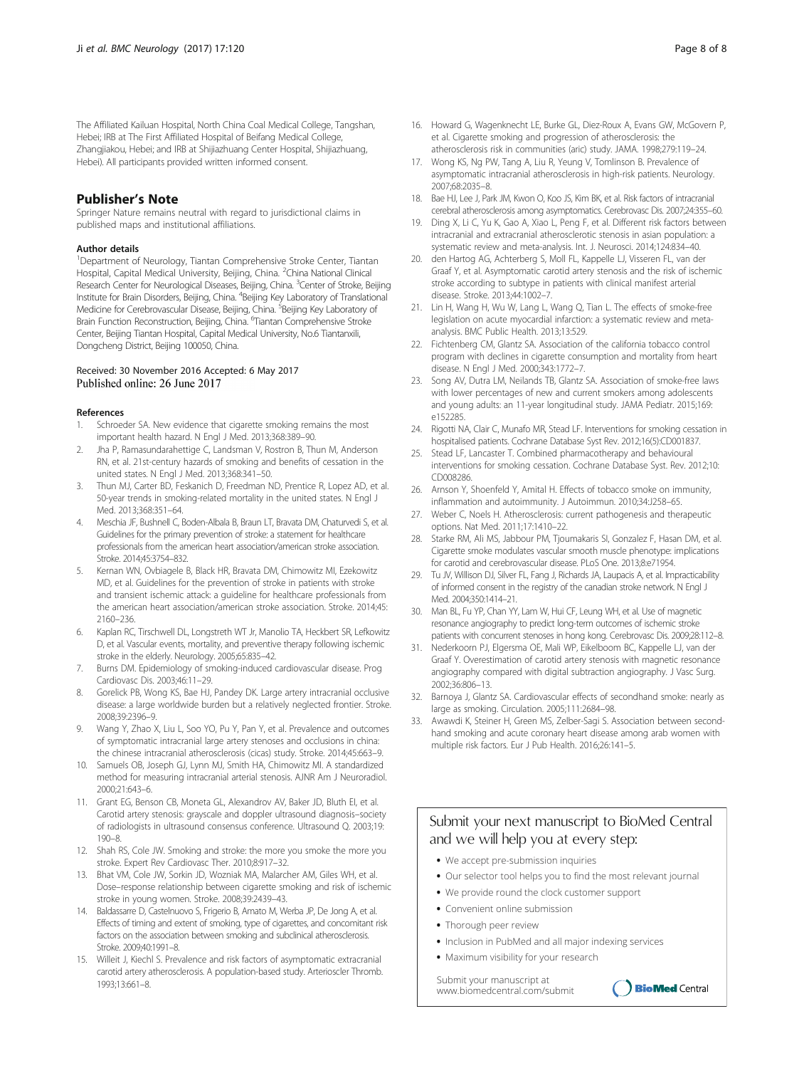The Affiliated Kailuan Hospital, North China Coal Medical College, Tangshan, Hebei; IRB at The First Affiliated Hospital of Beifang Medical College, Zhangjiakou, Hebei; and IRB at Shijiazhuang Center Hospital, Shijiazhuang, Hebei). All participants provided written informed consent.

## Publisher's Note

Springer Nature remains neutral with regard to jurisdictional claims in published maps and institutional affiliations.

### Author details

[1]Department of Neurology, Tiantan Comprehensive Stroke Center, Tiantan Hospital, Capital Medical University, Beijing, China. [2]China National Clinical Research Center for Neurological Diseases, Beijing, China. [3]Center of Stroke, Beijing Institute for Brain Disorders, Beijing, China. [4]Beijing Key Laboratory of Translational Medicine for Cerebrovascular Disease, Beijing, China. [5]Beijing Key Laboratory of Brain Function Reconstruction, Beijing, China. [6]Tiantan Comprehensive Stroke Center, Beijing Tiantan Hospital, Capital Medical University, No.6 Tiantanxili, Dongcheng District, Beijing 100050, China.

Received: 30 November 2016 Accepted: 6 May 2017
Published online: 26 June 2017

### References

1. Schroeder SA. New evidence that cigarette smoking remains the most important health hazard. N Engl J Med. 2013;368:389–90.
2. Jha P, Ramasundarahettige C, Landsman V, Rostron B, Thun M, Anderson RN, et al. 21st-century hazards of smoking and benefits of cessation in the united states. N Engl J Med. 2013;368:341–50.
3. Thun MJ, Carter BD, Feskanich D, Freedman ND, Prentice R, Lopez AD, et al. 50-year trends in smoking-related mortality in the united states. N Engl J Med. 2013;368:351–64.
4. Meschia JF, Bushnell C, Boden-Albala B, Braun LT, Bravata DM, Chaturvedi S, et al. Guidelines for the primary prevention of stroke: a statement for healthcare professionals from the american heart association/american stroke association. Stroke. 2014;45:3754–832.
5. Kernan WN, Ovbiagele B, Black HR, Bravata DM, Chimowitz MI, Ezekowitz MD, et al. Guidelines for the prevention of stroke in patients with stroke and transient ischemic attack: a guideline for healthcare professionals from the american heart association/american stroke association. Stroke. 2014;45:2160–236.
6. Kaplan RC, Tirschwell DL, Longstreth WT Jr, Manolio TA, Heckbert SR, Lefkowitz D, et al. Vascular events, mortality, and preventive therapy following ischemic stroke in the elderly. Neurology. 2005;65:835–42.
7. Burns DM. Epidemiology of smoking-induced cardiovascular disease. Prog Cardiovasc Dis. 2003;46:11–29.
8. Gorelick PB, Wong KS, Bae HJ, Pandey DK. Large artery intracranial occlusive disease: a large worldwide burden but a relatively neglected frontier. Stroke. 2008;39:2396–9.
9. Wang Y, Zhao X, Liu L, Soo YO, Pu Y, Pan Y, et al. Prevalence and outcomes of symptomatic intracranial large artery stenoses and occlusions in china: the chinese intracranial atherosclerosis (cicas) study. Stroke. 2014;45:663–9.
10. Samuels OB, Joseph GJ, Lynn MJ, Smith HA, Chimowitz MI. A standardized method for measuring intracranial arterial stenosis. AJNR Am J Neuroradiol. 2000;21:643–6.
11. Grant EG, Benson CB, Moneta GL, Alexandrov AV, Baker JD, Bluth EI, et al. Carotid artery stenosis: grayscale and doppler ultrasound diagnosis–society of radiologists in ultrasound consensus conference. Ultrasound Q. 2003;19:190–8.
12. Shah RS, Cole JW. Smoking and stroke: the more you smoke the more you stroke. Expert Rev Cardiovasc Ther. 2010;8:917–32.
13. Bhat VM, Cole JW, Sorkin JD, Wozniak MA, Malarcher AM, Giles WH, et al. Dose–response relationship between cigarette smoking and risk of ischemic stroke in young women. Stroke. 2008;39:2439–43.
14. Baldassarre D, Castelnuovo S, Frigerio B, Amato M, Werba JP, De Jong A, et al. Effects of timing and extent of smoking, type of cigarettes, and concomitant risk factors on the association between smoking and subclinical atherosclerosis. Stroke. 2009;40:1991–8.
15. Willeit J, Kiechl S. Prevalence and risk factors of asymptomatic extracranial carotid artery atherosclerosis. A population-based study. Arterioscler Thromb. 1993;13:661–8.
16. Howard G, Wagenknecht LE, Burke GL, Diez-Roux A, Evans GW, McGovern P, et al. Cigarette smoking and progression of atherosclerosis: the atherosclerosis risk in communities (aric) study. JAMA. 1998;279:119–24.
17. Wong KS, Ng PW, Tang A, Liu R, Yeung V, Tomlinson B. Prevalence of asymptomatic intracranial atherosclerosis in high-risk patients. Neurology. 2007;68:2035–8.
18. Bae HJ, Lee J, Park JM, Kwon O, Koo JS, Kim BK, et al. Risk factors of intracranial cerebral atherosclerosis among asymptomatics. Cerebrovasc Dis. 2007;24:355–60.
19. Ding X, Li C, Yu K, Gao A, Xiao L, Peng F, et al. Different risk factors between intracranial and extracranial atherosclerotic stenosis in asian population: a systematic review and meta-analysis. Int. J. Neurosci. 2014;124:834–40.
20. den Hartog AG, Achterberg S, Moll FL, Kappelle LJ, Visseren FL, van der Graaf Y, et al. Asymptomatic carotid artery stenosis and the risk of ischemic stroke according to subtype in patients with clinical manifest arterial disease. Stroke. 2013;44:1002–7.
21. Lin H, Wang H, Wu W, Lang L, Wang Q, Tian L. The effects of smoke-free legislation on acute myocardial infarction: a systematic review and meta-analysis. BMC Public Health. 2013;13:529.
22. Fichtenberg CM, Glantz SA. Association of the california tobacco control program with declines in cigarette consumption and mortality from heart disease. N Engl J Med. 2000;343:1772–7.
23. Song AV, Dutra LM, Neilands TB, Glantz SA. Association of smoke-free laws with lower percentages of new and current smokers among adolescents and young adults: an 11-year longitudinal study. JAMA Pediatr. 2015;169:e152285.
24. Rigotti NA, Clair C, Munafo MR, Stead LF. Interventions for smoking cessation in hospitalised patients. Cochrane Database Syst Rev. 2012;16(5):CD001837.
25. Stead LF, Lancaster T. Combined pharmacotherapy and behavioural interventions for smoking cessation. Cochrane Database Syst. Rev. 2012;10:CD008286.
26. Arnson Y, Shoenfeld Y, Amital H. Effects of tobacco smoke on immunity, inflammation and autoimmunity. J Autoimmun. 2010;34:J258–65.
27. Weber C, Noels H. Atherosclerosis: current pathogenesis and therapeutic options. Nat Med. 2011;17:1410–22.
28. Starke RM, Ali MS, Jabbour PM, Tjoumakaris SI, Gonzalez F, Hasan DM, et al. Cigarette smoke modulates vascular smooth muscle phenotype: implications for carotid and cerebrovascular disease. PLoS One. 2013;8:e71954.
29. Tu JV, Willison DJ, Silver FL, Fang J, Richards JA, Laupacis A, et al. Impracticability of informed consent in the registry of the canadian stroke network. N Engl J Med. 2004;350:1414–21.
30. Man BL, Fu YP, Chan YY, Lam W, Hui CF, Leung WH, et al. Use of magnetic resonance angiography to predict long-term outcomes of ischemic stroke patients with concurrent stenoses in hong kong. Cerebrovasc Dis. 2009;28:112–8.
31. Nederkoorn PJ, Elgersma OE, Mali WP, Eikelboom BC, Kappelle LJ, van der Graaf Y. Overestimation of carotid artery stenosis with magnetic resonance angiography compared with digital subtraction angiography. J Vasc Surg. 2002;36:806–13.
32. Barnoya J, Glantz SA. Cardiovascular effects of secondhand smoke: nearly as large as smoking. Circulation. 2005;111:2684–98.
33. Awawdi K, Steiner H, Green MS, Zelber-Sagi S. Association between second-hand smoking and acute coronary heart disease among arab women with multiple risk factors. Eur J Pub Health. 2016;26:141–5.

Submit your next manuscript to BioMed Central and we will help you at every step:

- We accept pre-submission inquiries
- Our selector tool helps you to find the most relevant journal
- We provide round the clock customer support
- Convenient online submission
- Thorough peer review
- Inclusion in PubMed and all major indexing services
- Maximum visibility for your research

Submit your manuscript at
www.biomedcentral.com/submit

BioMed Central